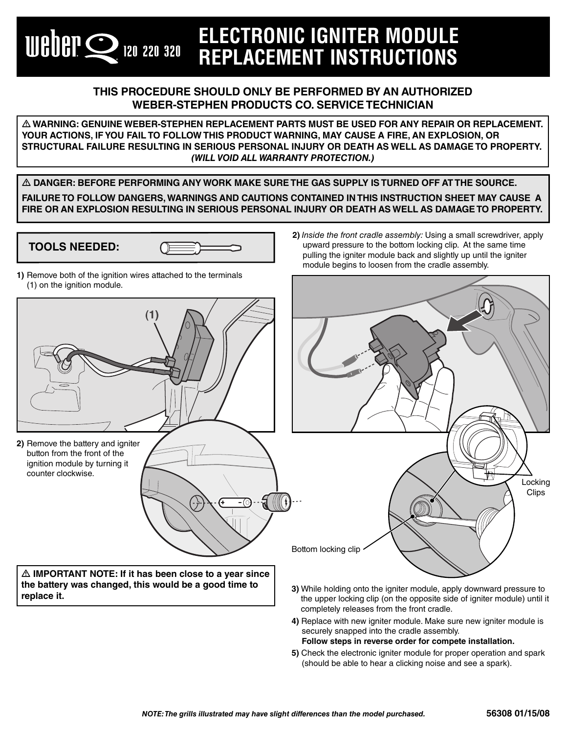# ELECTRONIC IGNITER MODULE REPLACEMENT INSTRUCTIONS

Weber Q 120 220 320

**THIS PROCEDURE SHOULD ONLY BE PERFORMED BY AN AUTHORIZED WEBER-STEPHEN PRODUCTS CO. SERVICE TECHNICIAN**

**⚠ WARNING: GENUINE WEBER-STEPHEN REPLACEMENT PARTS MUST BE USED FOR ANY REPAIR OR REPLACEMENT. YOUR ACTIONS, IF YOU FAIL TO FOLLOW THIS PRODUCT WARNING, MAY CAUSE A FIRE, AN EXPLOSION, OR STRUCTURAL FAILURE RESULTING IN SERIOUS PERSONAL INJURY OR DEATH AS WELL AS DAMAGE TO PROPERTY. *(WILL VOID ALL WARRANTY PROTECTION.)***

**⚠ DANGER: BEFORE PERFORMING ANY WORK MAKE SURE THE GAS SUPPLY IS TURNED OFF AT THE SOURCE.**

**FAILURE TO FOLLOW DANGERS, WARNINGS AND CAUTIONS CONTAINED IN THIS INSTRUCTION SHEET MAY CAUSE A FIRE OR AN EXPLOSION RESULTING IN SERIOUS PERSONAL INJURY OR DEATH AS WELL AS DAMAGE TO PROPERTY.**

**TOOLS NEEDED:**

**1)** Remove both of the ignition wires attached to the terminals (1) on the ignition module.

(1)

**2)** Remove the battery and igniter button from the front of the ignition module by turning it counter clockwise.

**⚠ IMPORTANT NOTE: If it has been close to a year since the battery was changed, this would be a good time to replace it.**

**2)** *Inside the front cradle assembly:* Using a small screwdriver, apply upward pressure to the bottom locking clip. At the same time pulling the igniter module back and slightly up until the igniter module begins to loosen from the cradle assembly.

Locking Clips

Bottom locking clip

**3)** While holding onto the igniter module, apply downward pressure to the upper locking clip (on the opposite side of igniter module) until it completely releases from the front cradle.

**4)** Replace with new igniter module. Make sure new igniter module is securely snapped into the cradle assembly.
**Follow steps in reverse order for compete installation.**

**5)** Check the electronic igniter module for proper operation and spark (should be able to hear a clicking noise and see a spark).

***NOTE: The grills illustrated may have slight differences than the model purchased.***

**56308 01/15/08**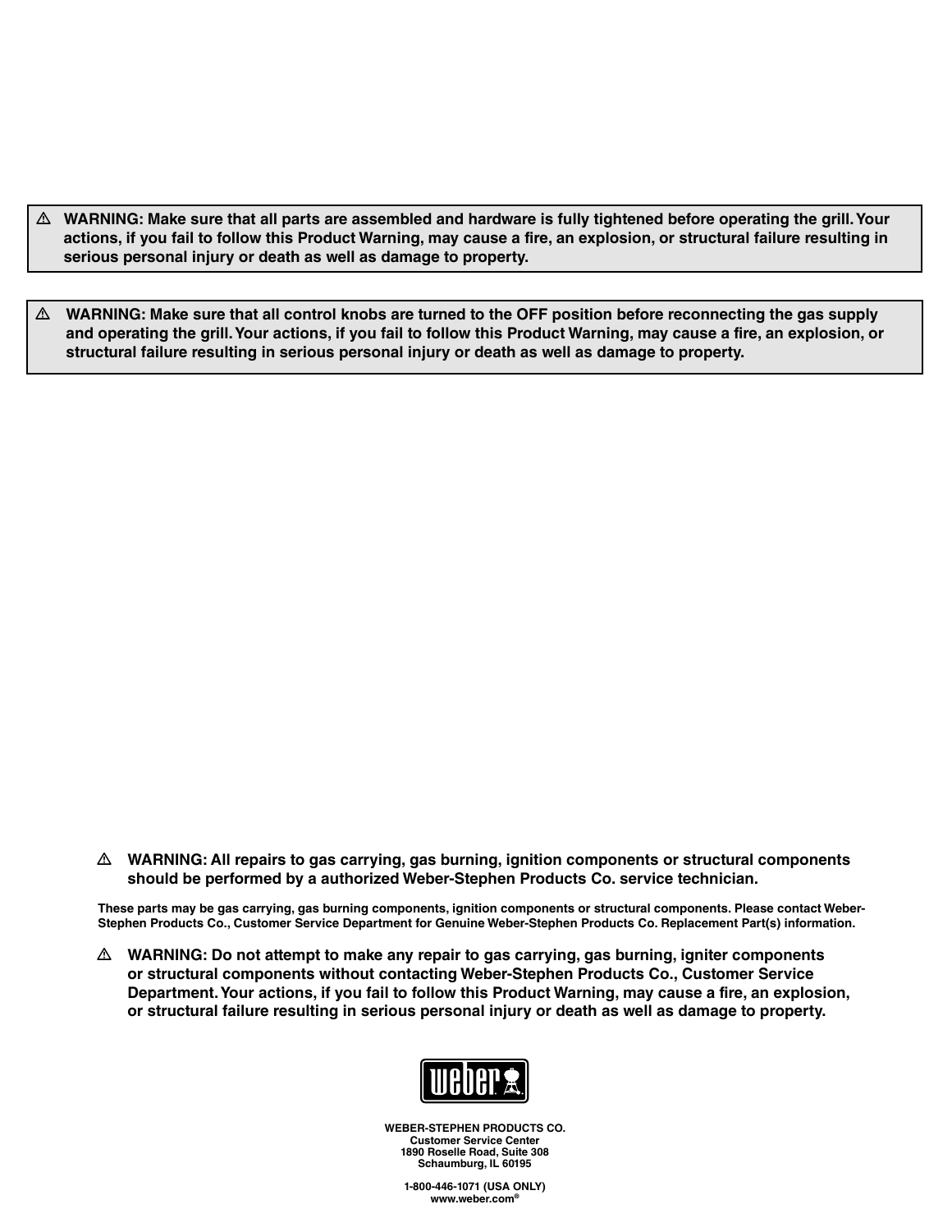⚠ **WARNING: Make sure that all parts are assembled and hardware is fully tightened before operating the grill. Your actions, if you fail to follow this Product Warning, may cause a fire, an explosion, or structural failure resulting in serious personal injury or death as well as damage to property.**

⚠ **WARNING: Make sure that all control knobs are turned to the OFF position before reconnecting the gas supply and operating the grill. Your actions, if you fail to follow this Product Warning, may cause a fire, an explosion, or structural failure resulting in serious personal injury or death as well as damage to property.**

⚠ **WARNING: All repairs to gas carrying, gas burning, ignition components or structural components should be performed by a authorized Weber-Stephen Products Co. service technician.**

**These parts may be gas carrying, gas burning components, ignition components or structural components. Please contact Weber-Stephen Products Co., Customer Service Department for Genuine Weber-Stephen Products Co. Replacement Part(s) information.**

⚠ **WARNING: Do not attempt to make any repair to gas carrying, gas burning, igniter components or structural components without contacting Weber-Stephen Products Co., Customer Service Department. Your actions, if you fail to follow this Product Warning, may cause a fire, an explosion, or structural failure resulting in serious personal injury or death as well as damage to property.**

**WEBER-STEPHEN PRODUCTS CO.**
**Customer Service Center**
**1890 Roselle Road, Suite 308**
**Schaumburg, IL 60195**

**1-800-446-1071 (USA ONLY)**
**www.weber.com®**